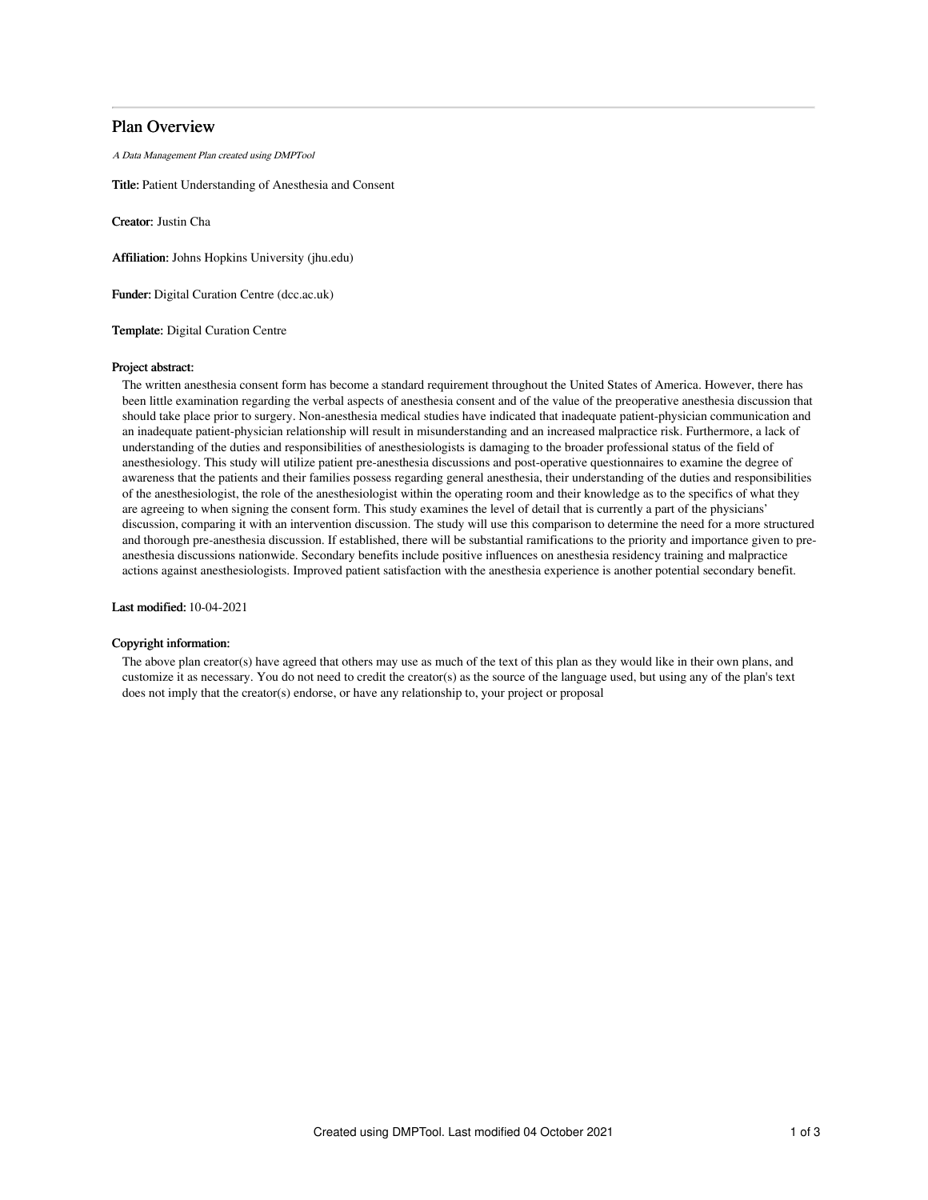# Plan Overview

*A Data Management Plan created using DMPTool*

**Title:** Patient Understanding of Anesthesia and Consent

**Creator:** Justin Cha

**Affiliation:** Johns Hopkins University (jhu.edu)

**Funder:** Digital Curation Centre (dcc.ac.uk)

**Template:** Digital Curation Centre

**Project abstract:**

The written anesthesia consent form has become a standard requirement throughout the United States of America. However, there has been little examination regarding the verbal aspects of anesthesia consent and of the value of the preoperative anesthesia discussion that should take place prior to surgery. Non-anesthesia medical studies have indicated that inadequate patient-physician communication and an inadequate patient-physician relationship will result in misunderstanding and an increased malpractice risk. Furthermore, a lack of understanding of the duties and responsibilities of anesthesiologists is damaging to the broader professional status of the field of anesthesiology. This study will utilize patient pre-anesthesia discussions and post-operative questionnaires to examine the degree of awareness that the patients and their families possess regarding general anesthesia, their understanding of the duties and responsibilities of the anesthesiologist, the role of the anesthesiologist within the operating room and their knowledge as to the specifics of what they are agreeing to when signing the consent form. This study examines the level of detail that is currently a part of the physicians' discussion, comparing it with an intervention discussion. The study will use this comparison to determine the need for a more structured and thorough pre-anesthesia discussion. If established, there will be substantial ramifications to the priority and importance given to pre-anesthesia discussions nationwide. Secondary benefits include positive influences on anesthesia residency training and malpractice actions against anesthesiologists. Improved patient satisfaction with the anesthesia experience is another potential secondary benefit.

**Last modified:** 10-04-2021

**Copyright information:**

The above plan creator(s) have agreed that others may use as much of the text of this plan as they would like in their own plans, and customize it as necessary. You do not need to credit the creator(s) as the source of the language used, but using any of the plan's text does not imply that the creator(s) endorse, or have any relationship to, your project or proposal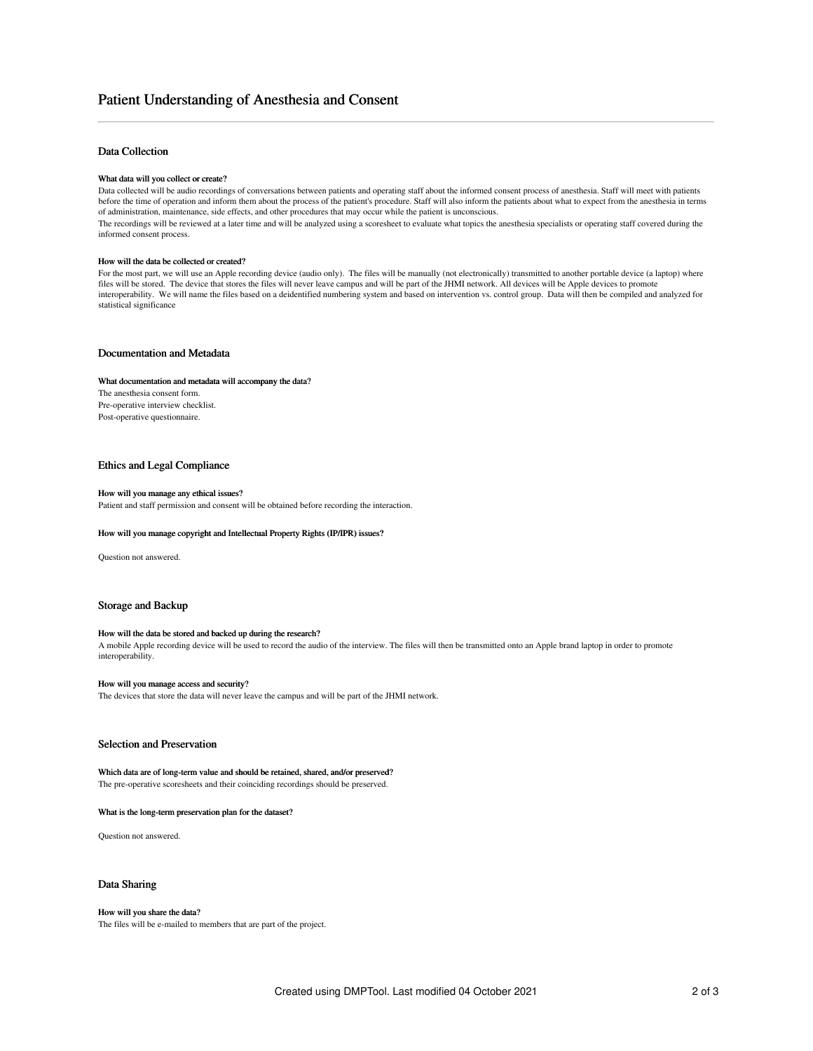# Patient Understanding of Anesthesia and Consent

## Data Collection

### What data will you collect or create?

Data collected will be audio recordings of conversations between patients and operating staff about the informed consent process of anesthesia. Staff will meet with patients before the time of operation and inform them about the process of the patient's procedure. Staff will also inform the patients about what to expect from the anesthesia in terms of administration, maintenance, side effects, and other procedures that may occur while the patient is unconscious.

The recordings will be reviewed at a later time and will be analyzed using a scoresheet to evaluate what topics the anesthesia specialists or operating staff covered during the informed consent process.

### How will the data be collected or created?

For the most part, we will use an Apple recording device (audio only). The files will be manually (not electronically) transmitted to another portable device (a laptop) where files will be stored. The device that stores the files will never leave campus and will be part of the JHMI network. All devices will be Apple devices to promote interoperability. We will name the files based on a deidentified numbering system and based on intervention vs. control group. Data will then be compiled and analyzed for statistical significance

## Documentation and Metadata

### What documentation and metadata will accompany the data?

The anesthesia consent form.

Pre-operative interview checklist.

Post-operative questionnaire.

## Ethics and Legal Compliance

### How will you manage any ethical issues?

Patient and staff permission and consent will be obtained before recording the interaction.

### How will you manage copyright and Intellectual Property Rights (IP/IPR) issues?

Question not answered.

## Storage and Backup

### How will the data be stored and backed up during the research?

A mobile Apple recording device will be used to record the audio of the interview. The files will then be transmitted onto an Apple brand laptop in order to promote interoperability.

### How will you manage access and security?

The devices that store the data will never leave the campus and will be part of the JHMI network.

## Selection and Preservation

### Which data are of long-term value and should be retained, shared, and/or preserved?

The pre-operative scoresheets and their coinciding recordings should be preserved.

### What is the long-term preservation plan for the dataset?

Question not answered.

## Data Sharing

### How will you share the data?

The files will be e-mailed to members that are part of the project.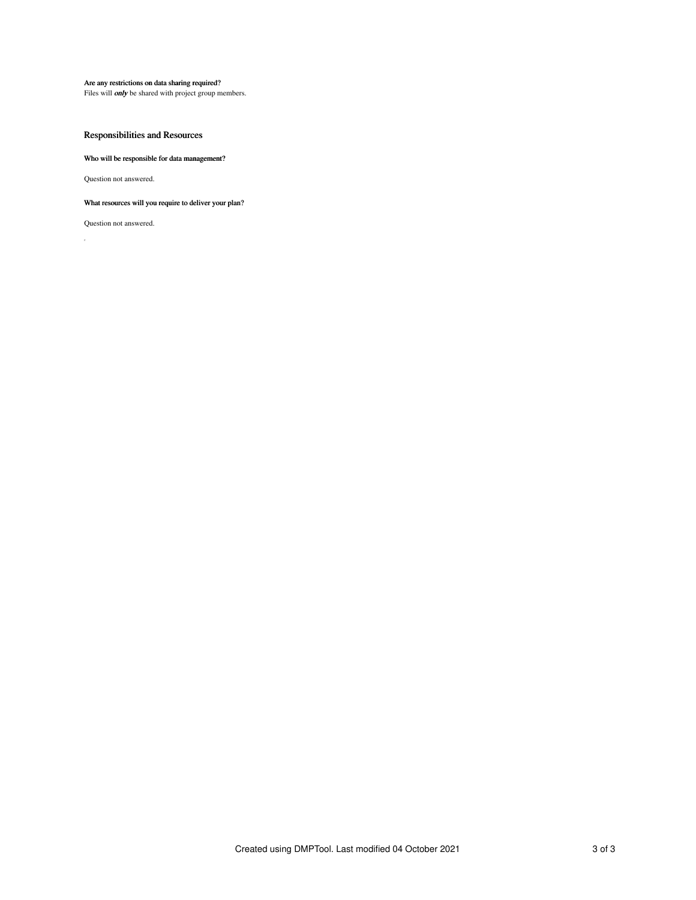**Are any restrictions on data sharing required?**
Files will ***only*** be shared with project group members.

## Responsibilities and Resources

**Who will be responsible for data management?**

Question not answered.

**What resources will you require to deliver your plan?**

Question not answered.